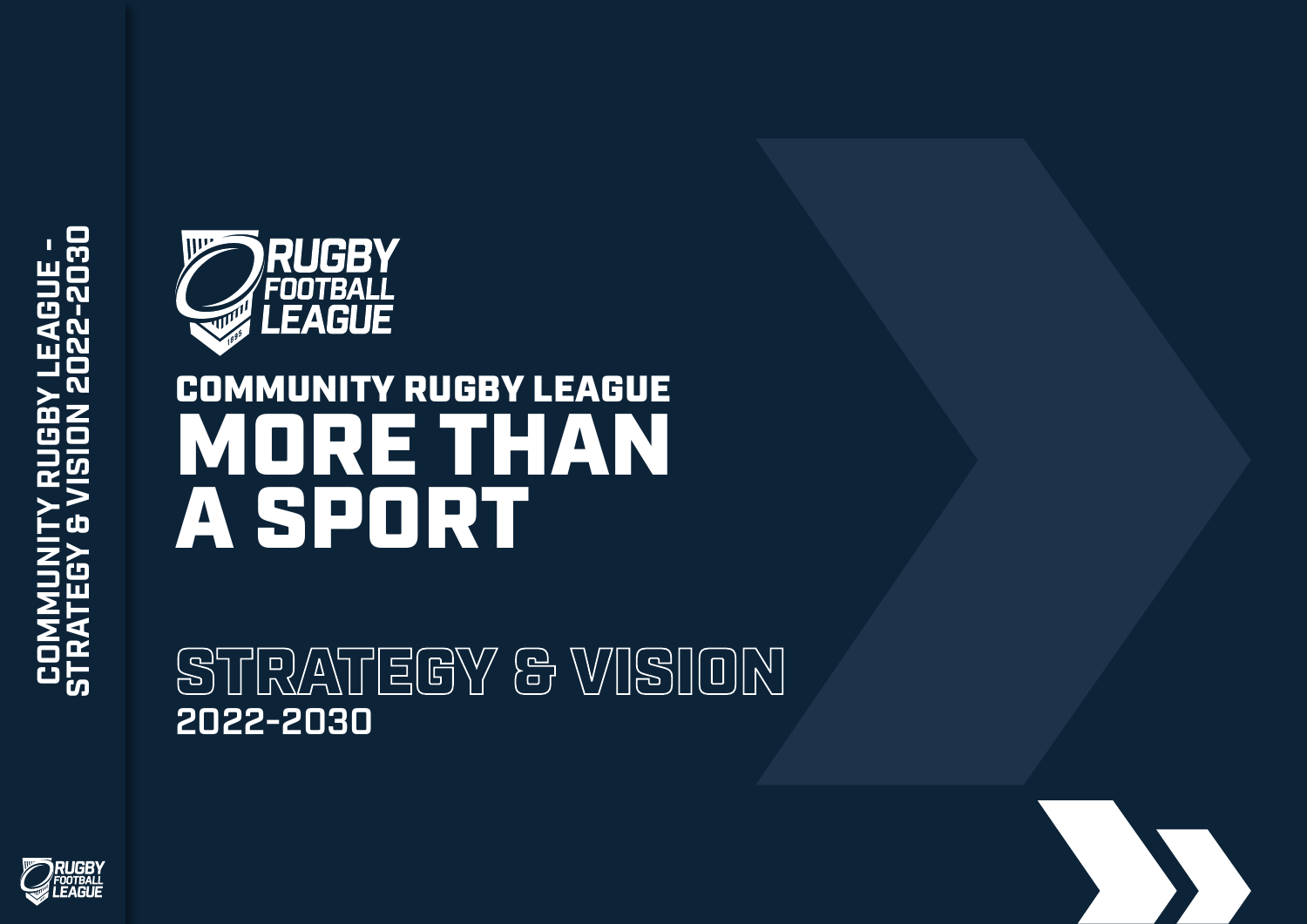RUGBY FOOTBALL LEAGUE

## COMMUNITY RUGBY LEAGUE

# MORE THAN A SPORT

## STRATEGY & VISION

2022-2030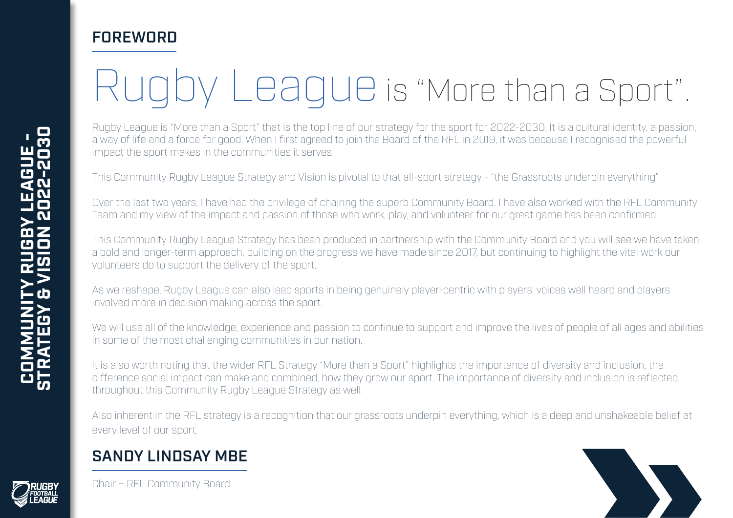## FOREWORD

# Rugby League is "More than a Sport".

Rugby League is "More than a Sport" that is the top line of our strategy for the sport for 2022-2030. It is a cultural identity, a passion, a way of life and a force for good. When I first agreed to join the Board of the RFL in 2019, it was because I recognised the powerful impact the sport makes in the communities it serves.

This Community Rugby League Strategy and Vision is pivotal to that all-sport strategy - "the Grassroots underpin everything".

Over the last two years, I have had the privilege of chairing the superb Community Board. I have also worked with the RFL Community Team and my view of the impact and passion of those who work, play, and volunteer for our great game has been confirmed.

This Community Rugby League Strategy has been produced in partnership with the Community Board and you will see we have taken a bold and longer-term approach, building on the progress we have made since 2017, but continuing to highlight the vital work our volunteers do to support the delivery of the sport.

As we reshape, Rugby League can also lead sports in being genuinely player-centric with players' voices well heard and players involved more in decision making across the sport.

We will use all of the knowledge, experience and passion to continue to support and improve the lives of people of all ages and abilities in some of the most challenging communities in our nation.

It is also worth noting that the wider RFL Strategy "More than a Sport" highlights the importance of diversity and inclusion, the difference social impact can make and combined, how they grow our sport. The importance of diversity and inclusion is reflected throughout this Community Rugby League Strategy as well.

Also inherent in the RFL strategy is a recognition that our grassroots underpin everything, which is a deep and unshakeable belief at every level of our sport.

**SANDY LINDSAY MBE**

Chair – RFL Community Board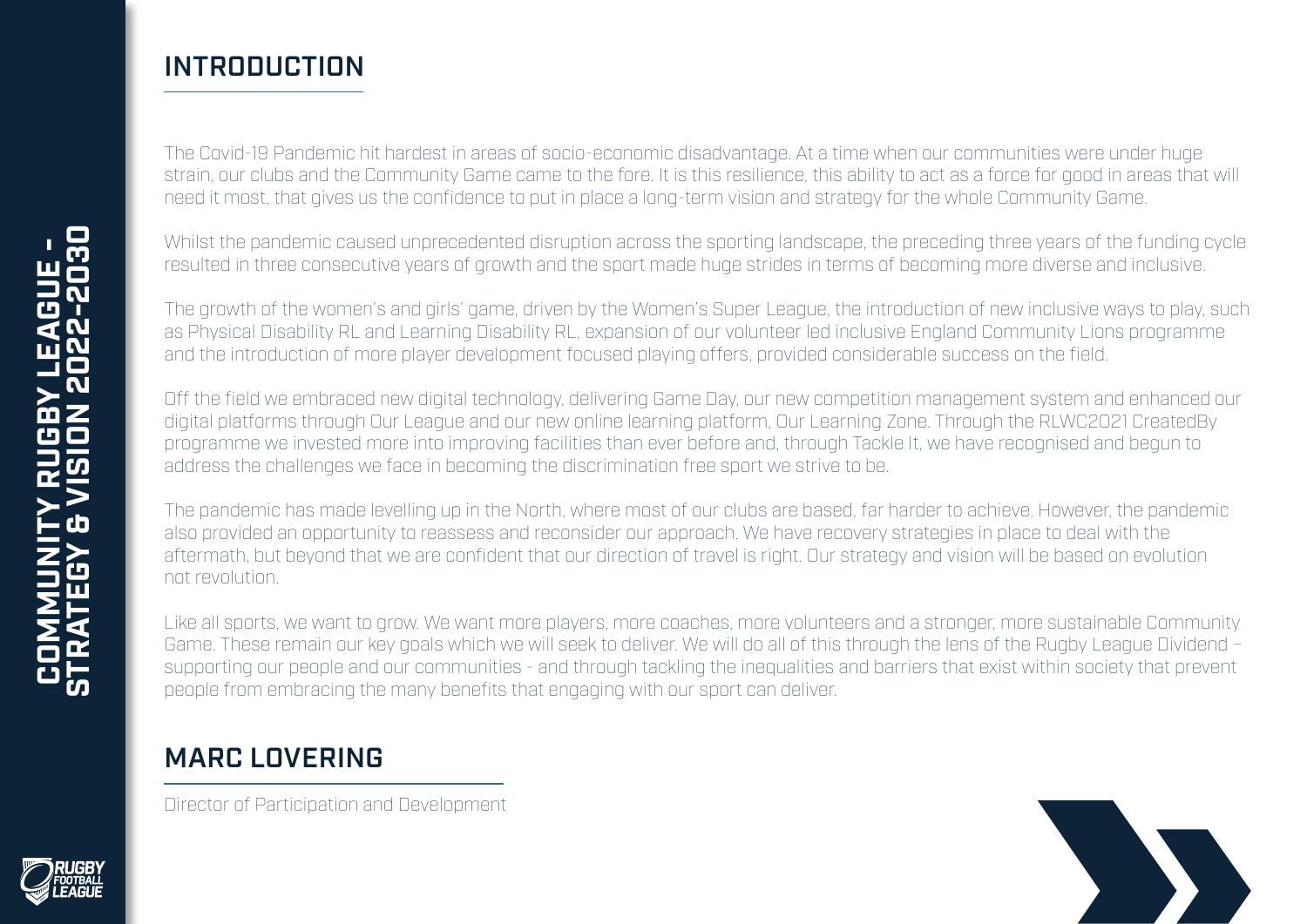## INTRODUCTION

The Covid-19 Pandemic hit hardest in areas of socio-economic disadvantage. At a time when our communities were under huge strain, our clubs and the Community Game came to the fore. It is this resilience, this ability to act as a force for good in areas that will need it most, that gives us the confidence to put in place a long-term vision and strategy for the whole Community Game.

Whilst the pandemic caused unprecedented disruption across the sporting landscape, the preceding three years of the funding cycle resulted in three consecutive years of growth and the sport made huge strides in terms of becoming more diverse and inclusive.

The growth of the women's and girls' game, driven by the Women's Super League, the introduction of new inclusive ways to play, such as Physical Disability RL and Learning Disability RL, expansion of our volunteer led inclusive England Community Lions programme and the introduction of more player development focused playing offers, provided considerable success on the field.

Off the field we embraced new digital technology, delivering Game Day, our new competition management system and enhanced our digital platforms through Our League and our new online learning platform, Our Learning Zone. Through the RLWC2021 CreatedBy programme we invested more into improving facilities than ever before and, through Tackle It, we have recognised and begun to address the challenges we face in becoming the discrimination free sport we strive to be.

The pandemic has made levelling up in the North, where most of our clubs are based, far harder to achieve. However, the pandemic also provided an opportunity to reassess and reconsider our approach. We have recovery strategies in place to deal with the aftermath, but beyond that we are confident that our direction of travel is right. Our strategy and vision will be based on evolution not revolution.

Like all sports, we want to grow. We want more players, more coaches, more volunteers and a stronger, more sustainable Community Game. These remain our key goals which we will seek to deliver. We will do all of this through the lens of the Rugby League Dividend – supporting our people and our communities - and through tackling the inequalities and barriers that exist within society that prevent people from embracing the many benefits that engaging with our sport can deliver.

## MARC LOVERING

Director of Participation and Development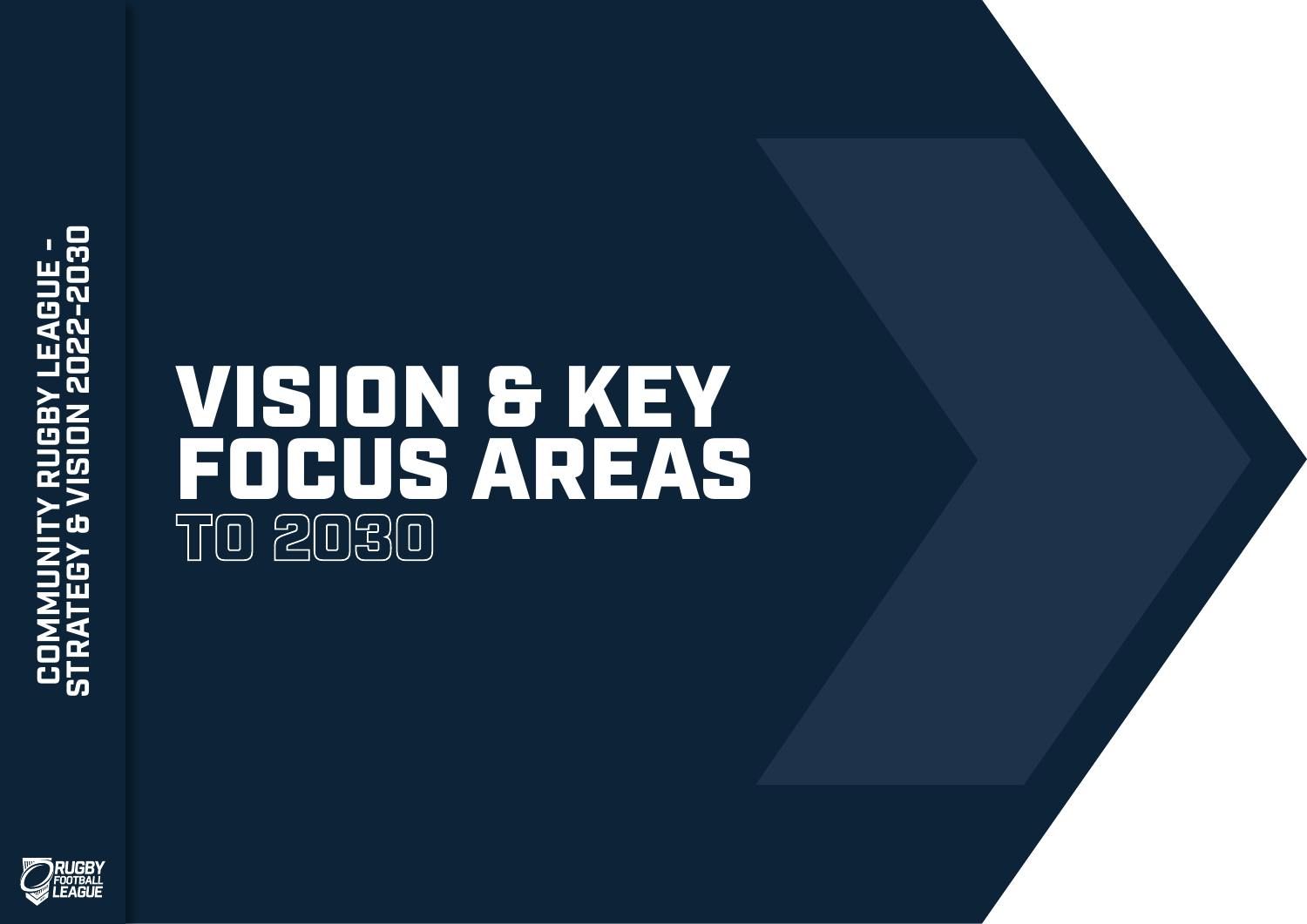# VISION & KEY FOCUS AREAS

## TO 2030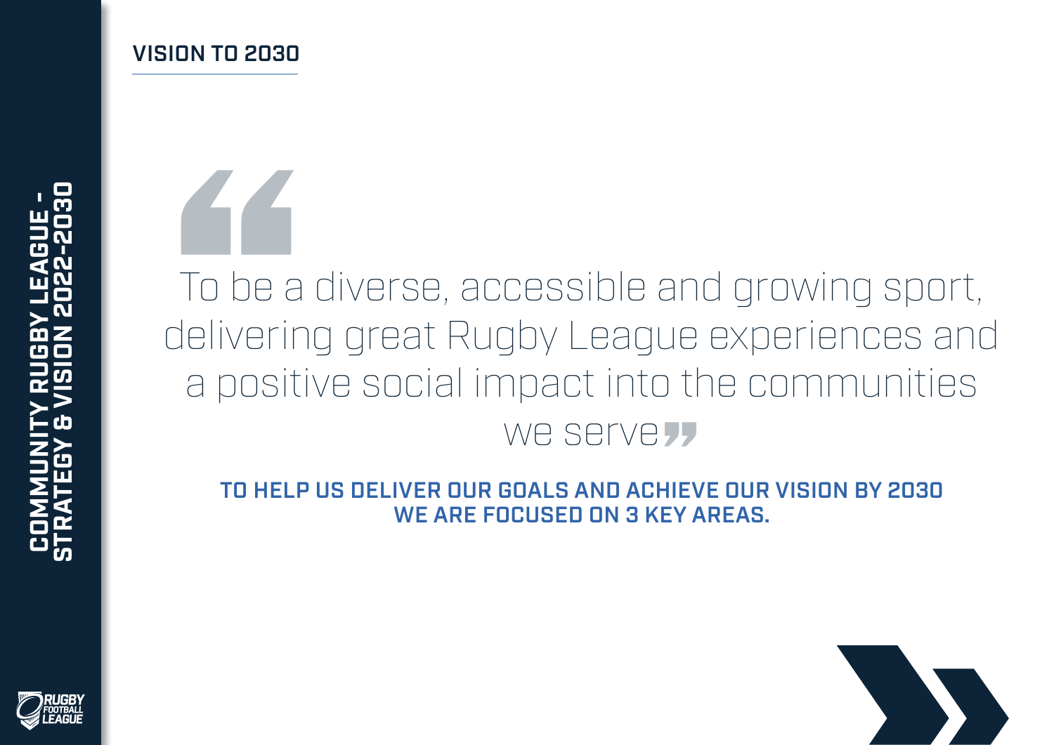## VISION TO 2030

> To be a diverse, accessible and growing sport, delivering great Rugby League experiences and a positive social impact into the communities we serve

**TO HELP US DELIVER OUR GOALS AND ACHIEVE OUR VISION BY 2030 WE ARE FOCUSED ON 3 KEY AREAS.**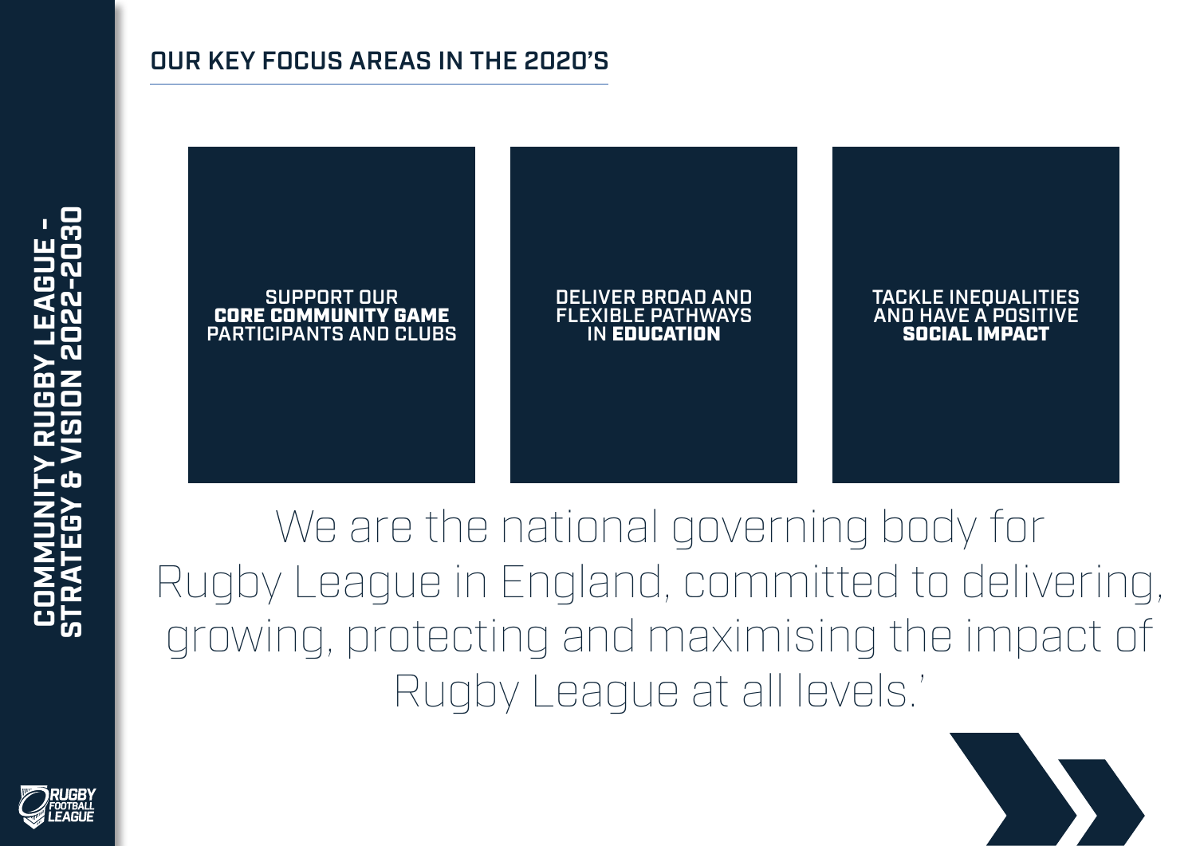## OUR KEY FOCUS AREAS IN THE 2020'S

SUPPORT OUR **CORE COMMUNITY GAME** PARTICIPANTS AND CLUBS

DELIVER BROAD AND FLEXIBLE PATHWAYS IN **EDUCATION**

TACKLE INEQUALITIES AND HAVE A POSITIVE **SOCIAL IMPACT**

We are the national governing body for Rugby League in England, committed to delivering, growing, protecting and maximising the impact of Rugby League at all levels.'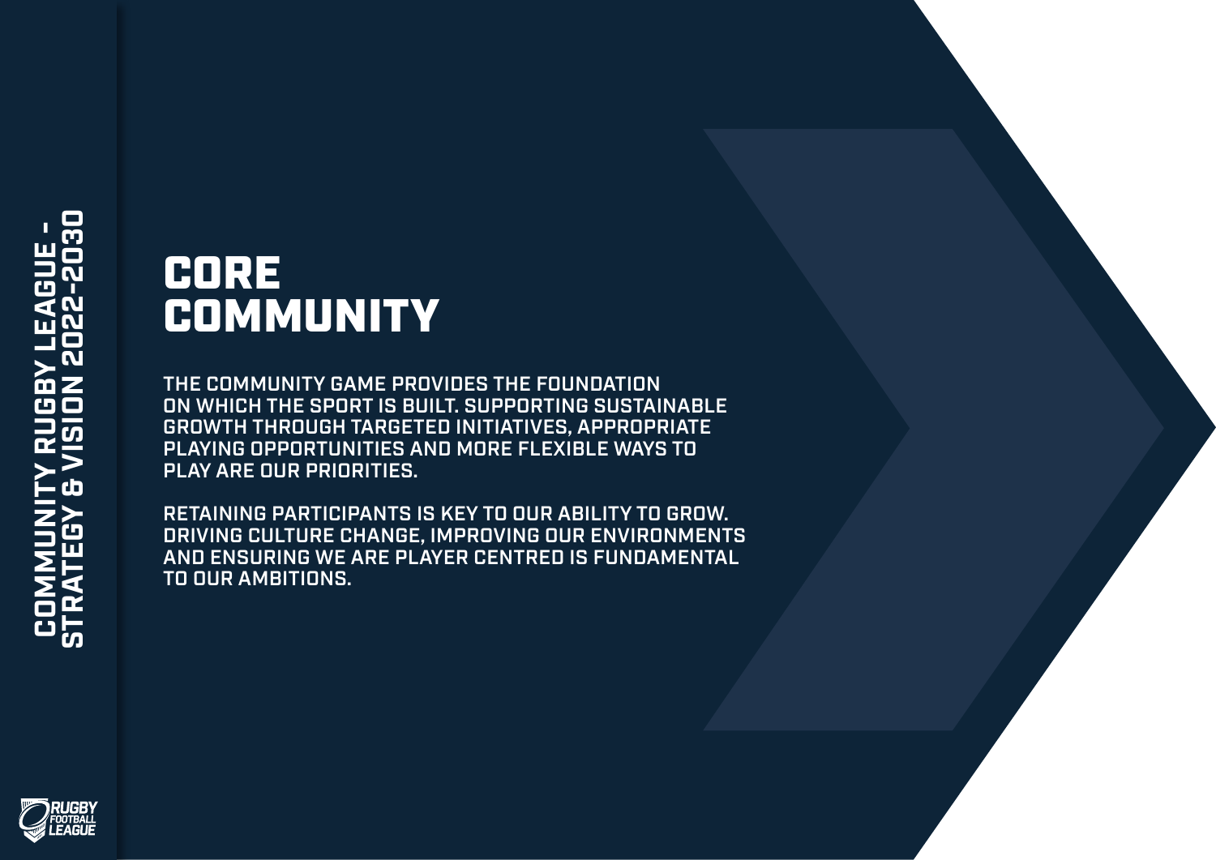# CORE COMMUNITY

THE COMMUNITY GAME PROVIDES THE FOUNDATION ON WHICH THE SPORT IS BUILT. SUPPORTING SUSTAINABLE GROWTH THROUGH TARGETED INITIATIVES, APPROPRIATE PLAYING OPPORTUNITIES AND MORE FLEXIBLE WAYS TO PLAY ARE OUR PRIORITIES.

RETAINING PARTICIPANTS IS KEY TO OUR ABILITY TO GROW. DRIVING CULTURE CHANGE, IMPROVING OUR ENVIRONMENTS AND ENSURING WE ARE PLAYER CENTRED IS FUNDAMENTAL TO OUR AMBITIONS.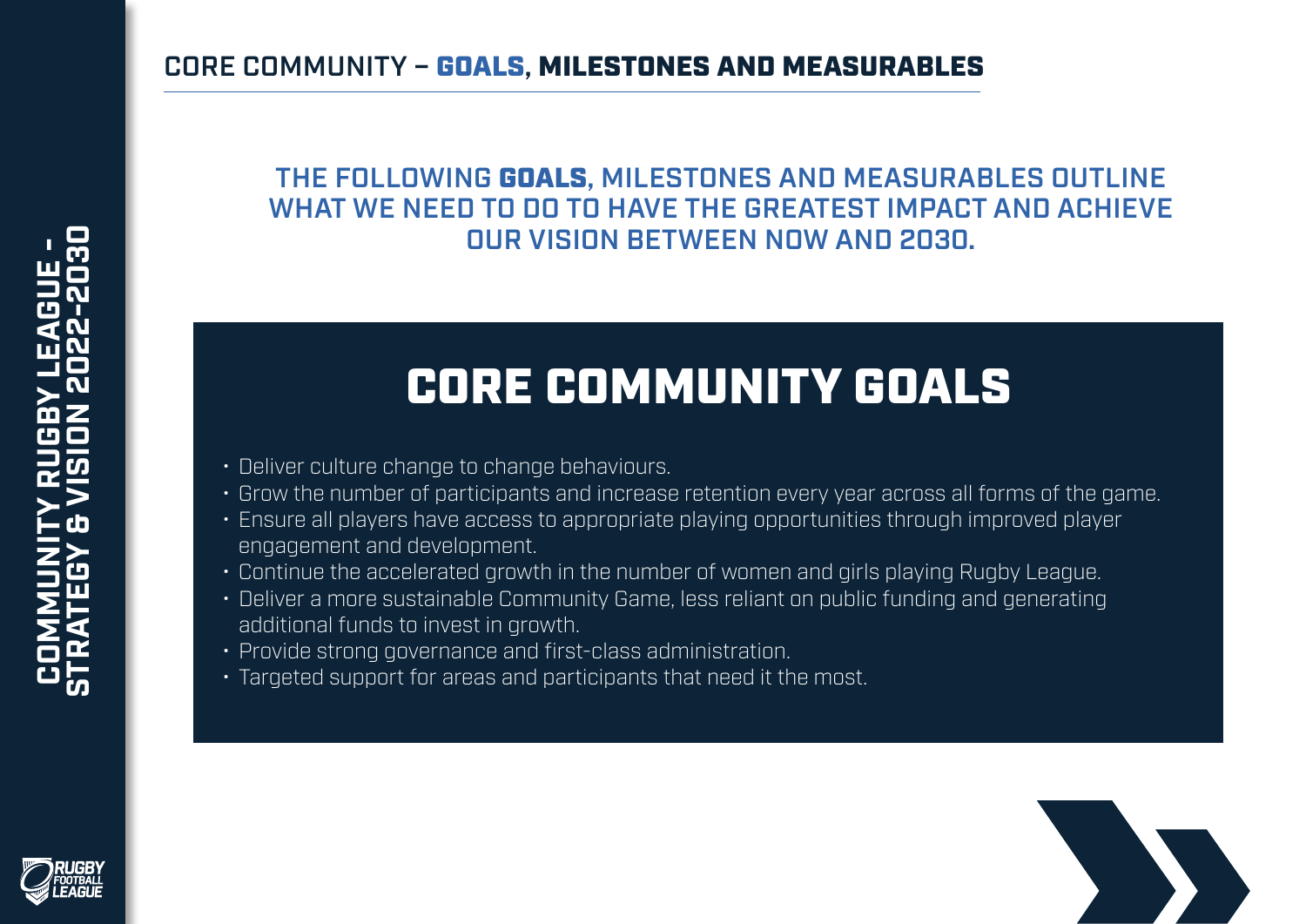## CORE COMMUNITY – GOALS, MILESTONES AND MEASURABLES

**THE FOLLOWING GOALS, MILESTONES AND MEASURABLES OUTLINE WHAT WE NEED TO DO TO HAVE THE GREATEST IMPACT AND ACHIEVE OUR VISION BETWEEN NOW AND 2030.**

# CORE COMMUNITY GOALS

- Deliver culture change to change behaviours.
- Grow the number of participants and increase retention every year across all forms of the game.
- Ensure all players have access to appropriate playing opportunities through improved player engagement and development.
- Continue the accelerated growth in the number of women and girls playing Rugby League.
- Deliver a more sustainable Community Game, less reliant on public funding and generating additional funds to invest in growth.
- Provide strong governance and first-class administration.
- Targeted support for areas and participants that need it the most.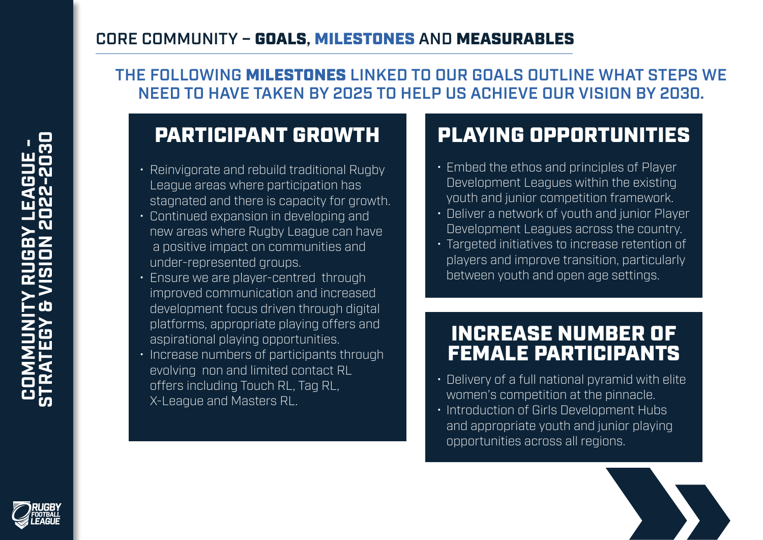## CORE COMMUNITY – **GOALS**, **MILESTONES** AND **MEASURABLES**

### THE FOLLOWING **MILESTONES** LINKED TO OUR GOALS OUTLINE WHAT STEPS WE NEED TO HAVE TAKEN BY 2025 TO HELP US ACHIEVE OUR VISION BY 2030.

## PARTICIPANT GROWTH

- Reinvigorate and rebuild traditional Rugby League areas where participation has stagnated and there is capacity for growth.
- Continued expansion in developing and new areas where Rugby League can have a positive impact on communities and under-represented groups.
- Ensure we are player-centred through improved communication and increased development focus driven through digital platforms, appropriate playing offers and aspirational playing opportunities.
- Increase numbers of participants through evolving non and limited contact RL offers including Touch RL, Tag RL, X-League and Masters RL.

## PLAYING OPPORTUNITIES

- Embed the ethos and principles of Player Development Leagues within the existing youth and junior competition framework.
- Deliver a network of youth and junior Player Development Leagues across the country.
- Targeted initiatives to increase retention of players and improve transition, particularly between youth and open age settings.

## INCREASE NUMBER OF FEMALE PARTICIPANTS

- Delivery of a full national pyramid with elite women's competition at the pinnacle.
- Introduction of Girls Development Hubs and appropriate youth and junior playing opportunities across all regions.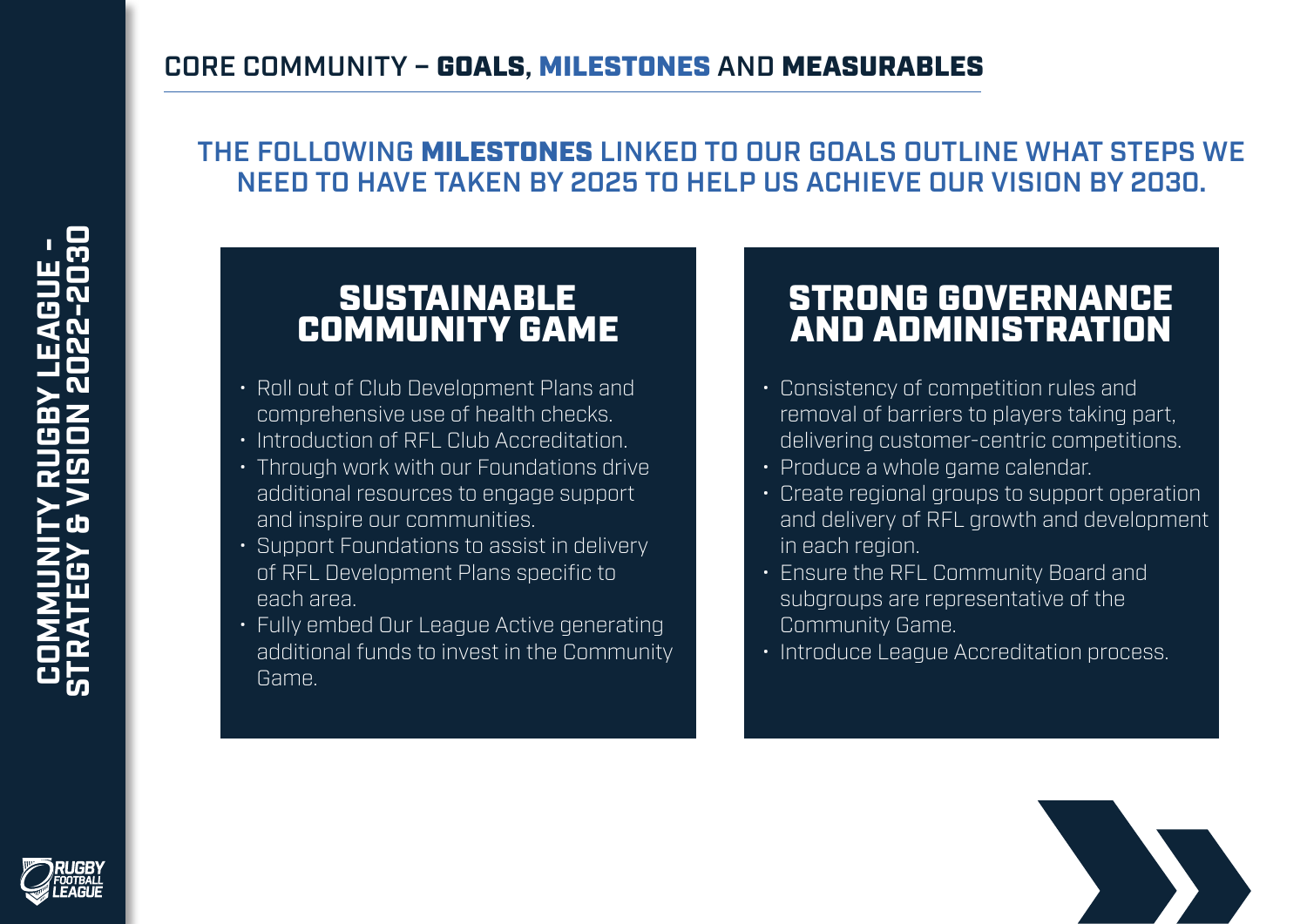## CORE COMMUNITY – GOALS, MILESTONES AND MEASURABLES

### THE FOLLOWING **MILESTONES** LINKED TO OUR GOALS OUTLINE WHAT STEPS WE NEED TO HAVE TAKEN BY 2025 TO HELP US ACHIEVE OUR VISION BY 2030.

### SUSTAINABLE COMMUNITY GAME

- Roll out of Club Development Plans and comprehensive use of health checks.
- Introduction of RFL Club Accreditation.
- Through work with our Foundations drive additional resources to engage support and inspire our communities.
- Support Foundations to assist in delivery of RFL Development Plans specific to each area.
- Fully embed Our League Active generating additional funds to invest in the Community Game.

### STRONG GOVERNANCE AND ADMINISTRATION

- Consistency of competition rules and removal of barriers to players taking part, delivering customer-centric competitions.
- Produce a whole game calendar.
- Create regional groups to support operation and delivery of RFL growth and development in each region.
- Ensure the RFL Community Board and subgroups are representative of the Community Game.
- Introduce League Accreditation process.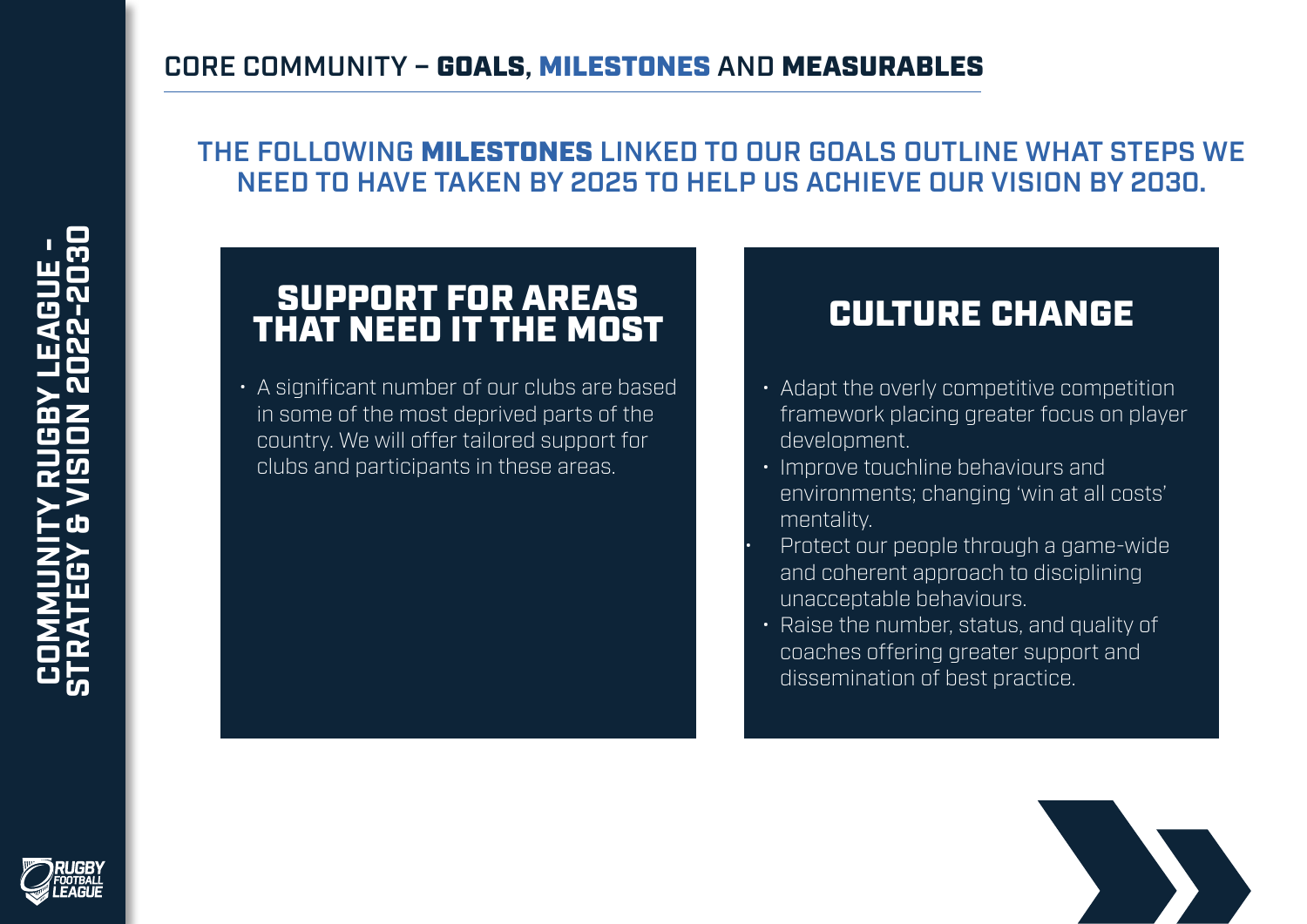## CORE COMMUNITY – **GOALS**, **MILESTONES** AND **MEASURABLES**

### THE FOLLOWING **MILESTONES** LINKED TO OUR GOALS OUTLINE WHAT STEPS WE NEED TO HAVE TAKEN BY 2025 TO HELP US ACHIEVE OUR VISION BY 2030.

## SUPPORT FOR AREAS THAT NEED IT THE MOST

- A significant number of our clubs are based in some of the most deprived parts of the country. We will offer tailored support for clubs and participants in these areas.

## CULTURE CHANGE

- Adapt the overly competitive competition framework placing greater focus on player development.
- Improve touchline behaviours and environments; changing 'win at all costs' mentality.
- Protect our people through a game-wide and coherent approach to disciplining unacceptable behaviours.
- Raise the number, status, and quality of coaches offering greater support and dissemination of best practice.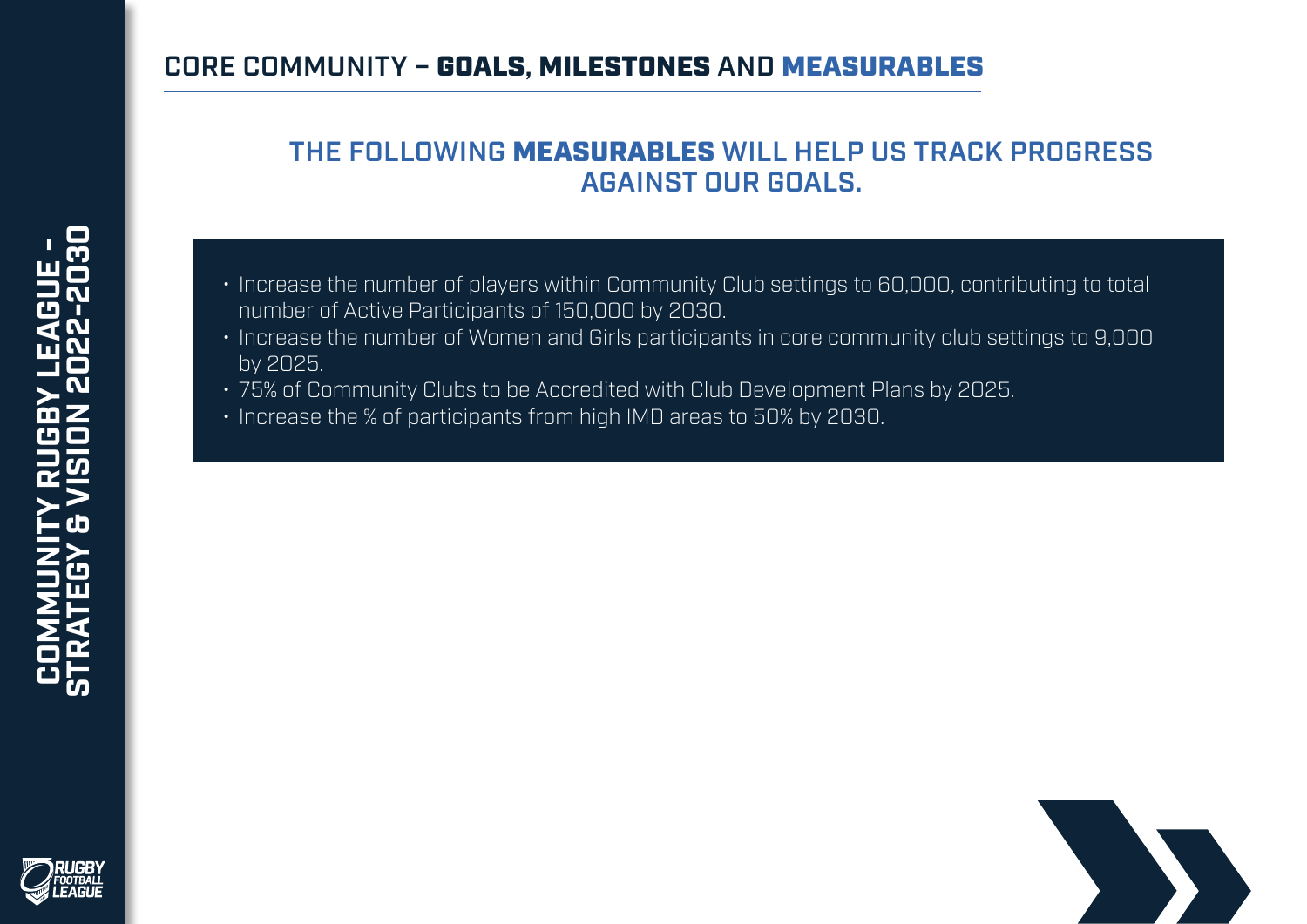## CORE COMMUNITY – **GOALS**, **MILESTONES** AND **MEASURABLES**

### THE FOLLOWING **MEASURABLES** WILL HELP US TRACK PROGRESS AGAINST OUR GOALS.

- Increase the number of players within Community Club settings to 60,000, contributing to total number of Active Participants of 150,000 by 2030.
- Increase the number of Women and Girls participants in core community club settings to 9,000 by 2025.
- 75% of Community Clubs to be Accredited with Club Development Plans by 2025.
- Increase the % of participants from high IMD areas to 50% by 2030.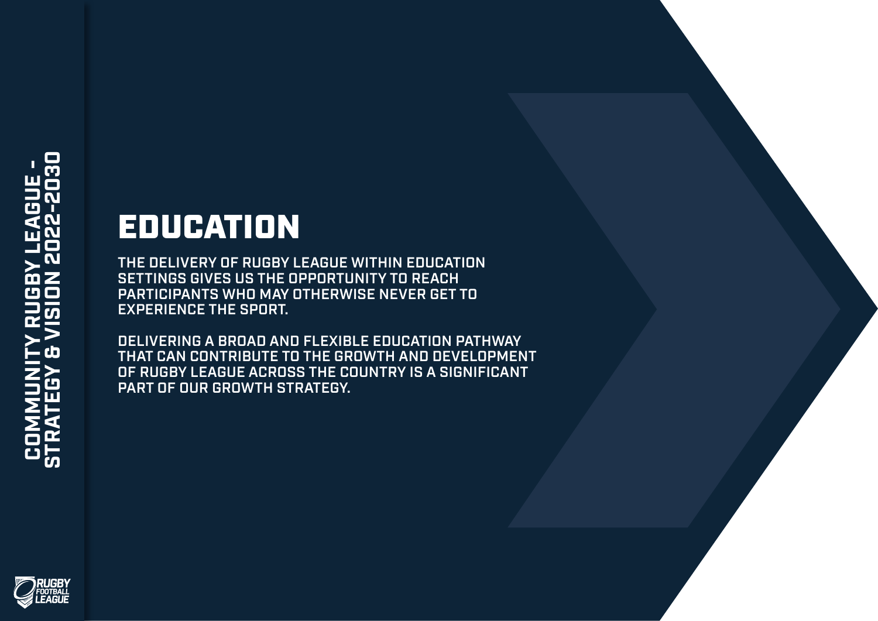# EDUCATION

THE DELIVERY OF RUGBY LEAGUE WITHIN EDUCATION SETTINGS GIVES US THE OPPORTUNITY TO REACH PARTICIPANTS WHO MAY OTHERWISE NEVER GET TO EXPERIENCE THE SPORT.

DELIVERING A BROAD AND FLEXIBLE EDUCATION PATHWAY THAT CAN CONTRIBUTE TO THE GROWTH AND DEVELOPMENT OF RUGBY LEAGUE ACROSS THE COUNTRY IS A SIGNIFICANT PART OF OUR GROWTH STRATEGY.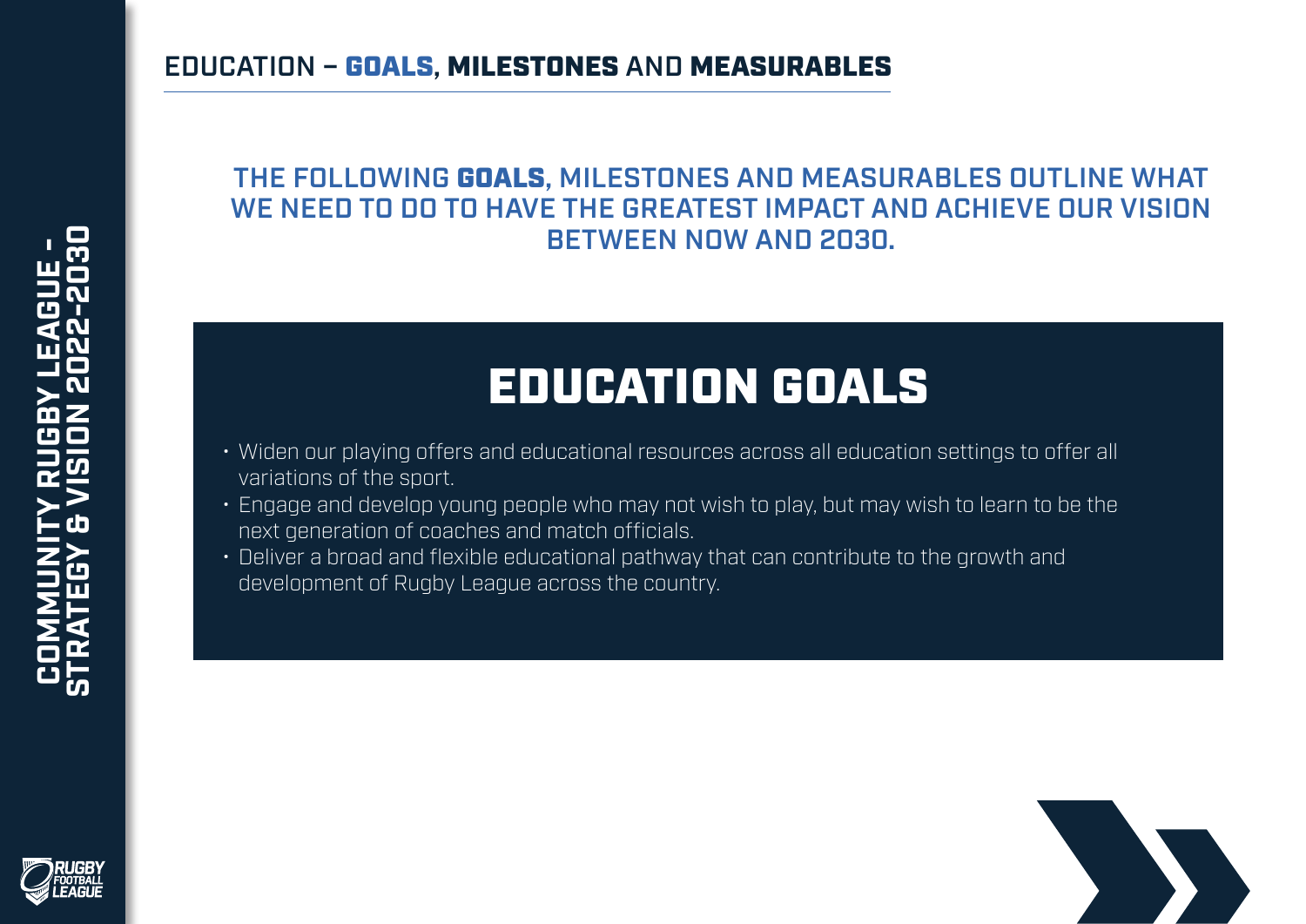## EDUCATION – **GOALS**, **MILESTONES** AND **MEASURABLES**

THE FOLLOWING **GOALS**, MILESTONES AND MEASURABLES OUTLINE WHAT WE NEED TO DO TO HAVE THE GREATEST IMPACT AND ACHIEVE OUR VISION BETWEEN NOW AND 2030.

# EDUCATION GOALS

- Widen our playing offers and educational resources across all education settings to offer all variations of the sport.
- Engage and develop young people who may not wish to play, but may wish to learn to be the next generation of coaches and match officials.
- Deliver a broad and flexible educational pathway that can contribute to the growth and development of Rugby League across the country.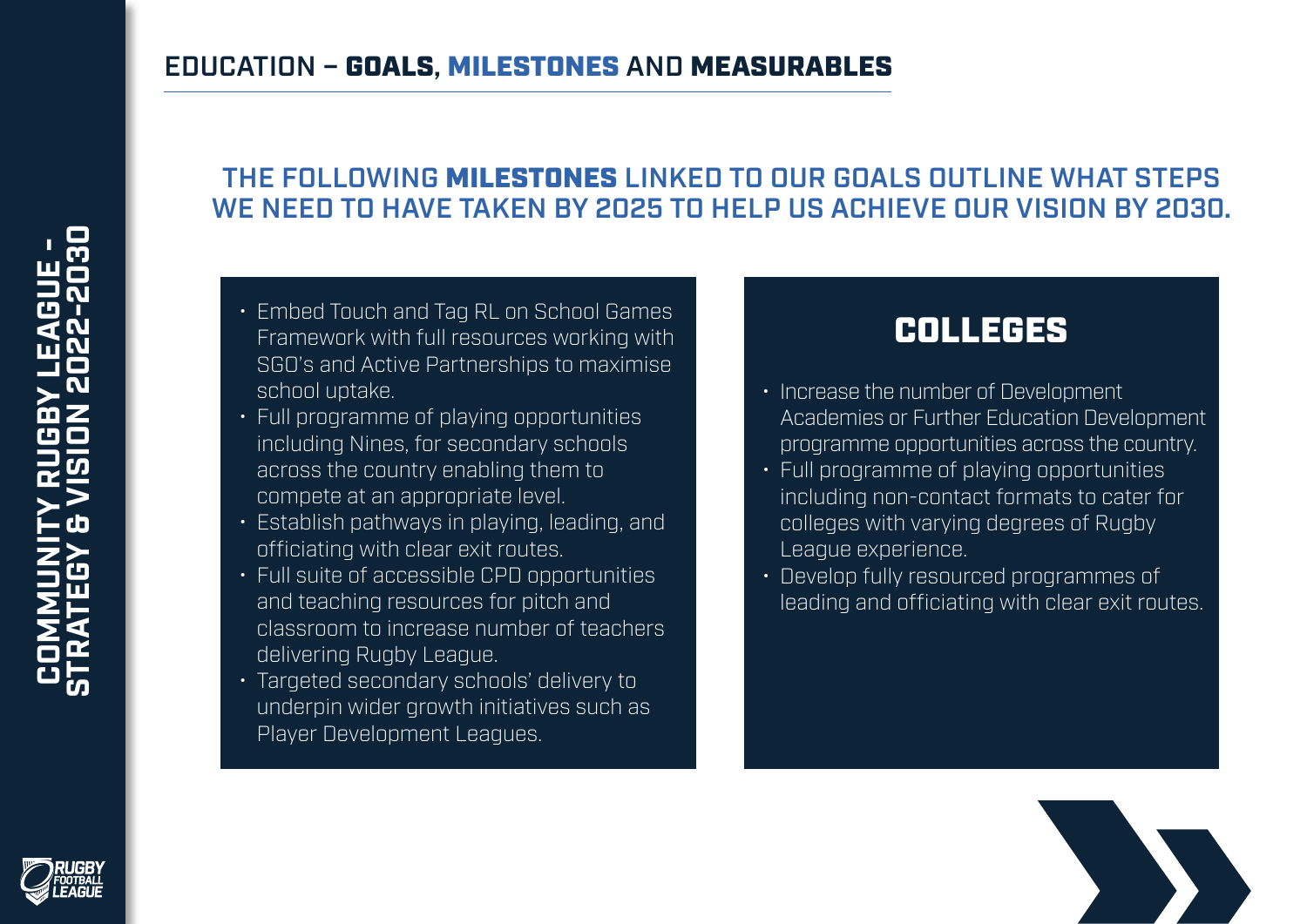# EDUCATION – **GOALS**, **MILESTONES** AND **MEASURABLES**

## THE FOLLOWING **MILESTONES** LINKED TO OUR GOALS OUTLINE WHAT STEPS WE NEED TO HAVE TAKEN BY 2025 TO HELP US ACHIEVE OUR VISION BY 2030.

- Embed Touch and Tag RL on School Games Framework with full resources working with SGO's and Active Partnerships to maximise school uptake.
- Full programme of playing opportunities including Nines, for secondary schools across the country enabling them to compete at an appropriate level.
- Establish pathways in playing, leading, and officiating with clear exit routes.
- Full suite of accessible CPD opportunities and teaching resources for pitch and classroom to increase number of teachers delivering Rugby League.
- Targeted secondary schools' delivery to underpin wider growth initiatives such as Player Development Leagues.

### COLLEGES

- Increase the number of Development Academies or Further Education Development programme opportunities across the country.
- Full programme of playing opportunities including non-contact formats to cater for colleges with varying degrees of Rugby League experience.
- Develop fully resourced programmes of leading and officiating with clear exit routes.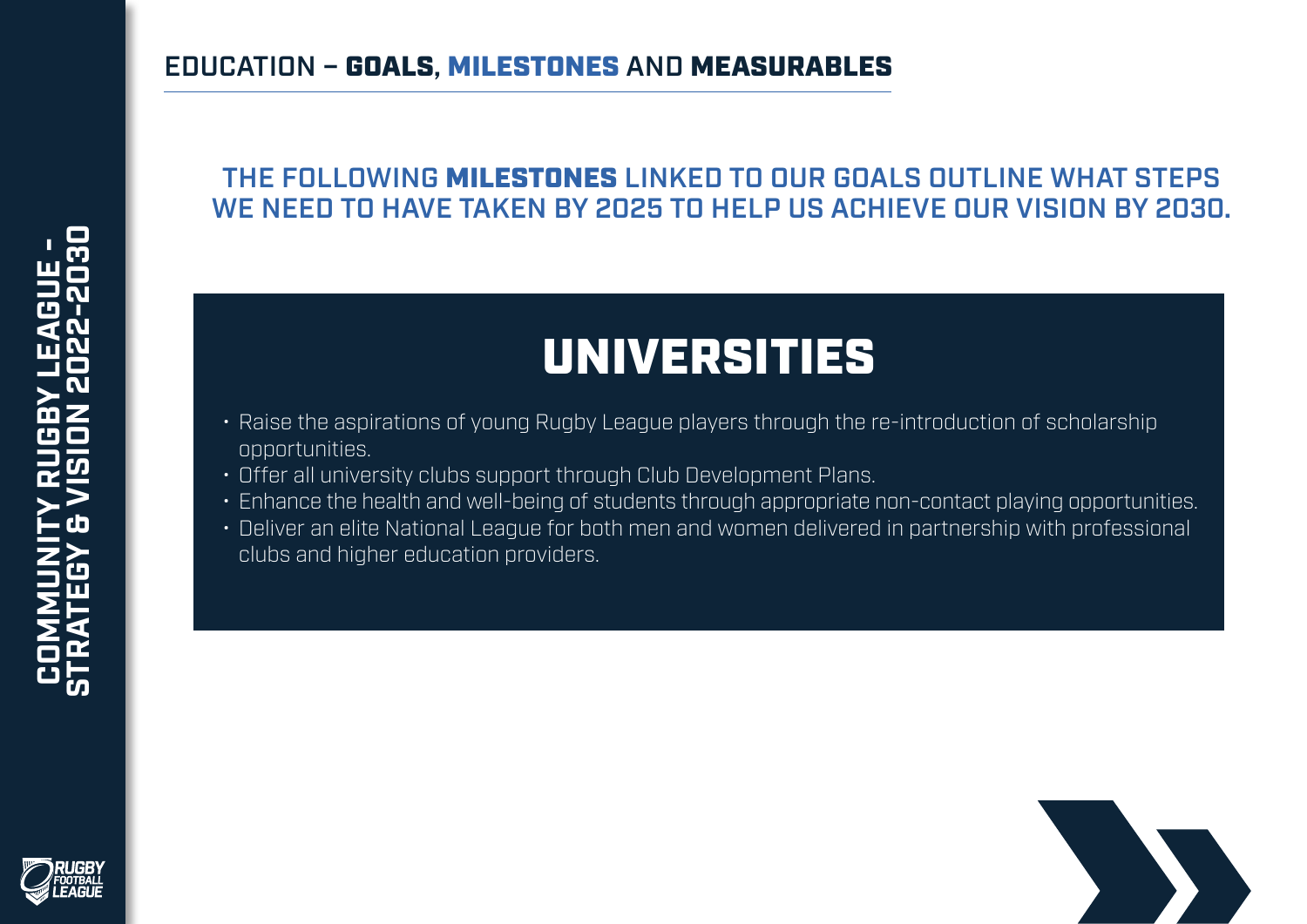## EDUCATION – **GOALS**, **MILESTONES** AND **MEASURABLES**

### THE FOLLOWING **MILESTONES** LINKED TO OUR GOALS OUTLINE WHAT STEPS WE NEED TO HAVE TAKEN BY 2025 TO HELP US ACHIEVE OUR VISION BY 2030.

# UNIVERSITIES

- Raise the aspirations of young Rugby League players through the re-introduction of scholarship opportunities.
- Offer all university clubs support through Club Development Plans.
- Enhance the health and well-being of students through appropriate non-contact playing opportunities.
- Deliver an elite National League for both men and women delivered in partnership with professional clubs and higher education providers.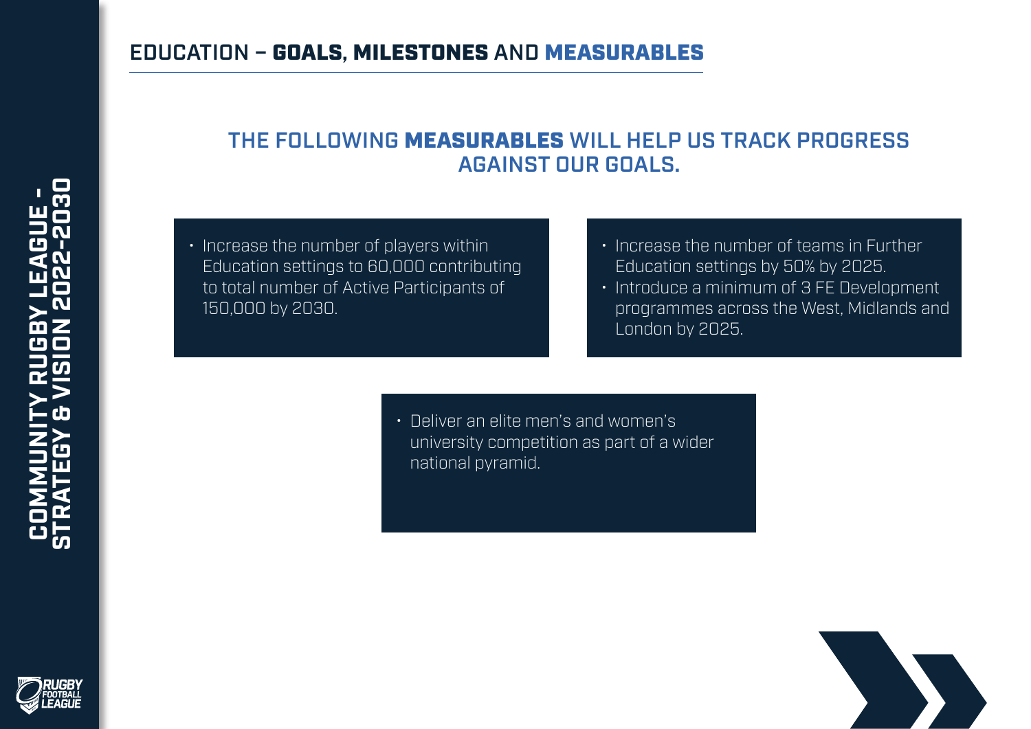# EDUCATION – GOALS, MILESTONES AND MEASURABLES

## THE FOLLOWING MEASURABLES WILL HELP US TRACK PROGRESS AGAINST OUR GOALS.

- Increase the number of players within Education settings to 60,000 contributing to total number of Active Participants of 150,000 by 2030.

- Increase the number of teams in Further Education settings by 50% by 2025.
- Introduce a minimum of 3 FE Development programmes across the West, Midlands and London by 2025.

- Deliver an elite men's and women's university competition as part of a wider national pyramid.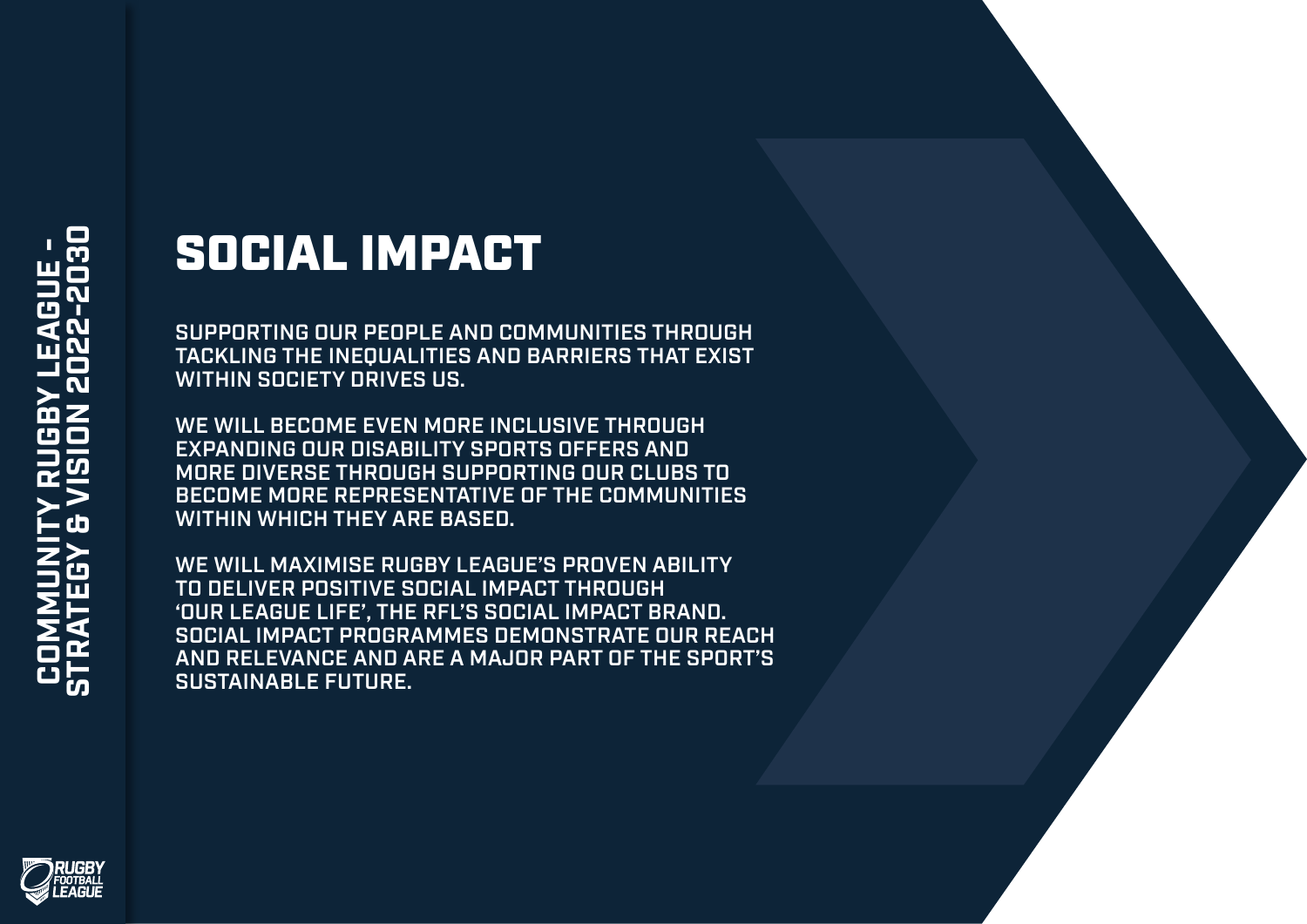# SOCIAL IMPACT

SUPPORTING OUR PEOPLE AND COMMUNITIES THROUGH TACKLING THE INEQUALITIES AND BARRIERS THAT EXIST WITHIN SOCIETY DRIVES US.

WE WILL BECOME EVEN MORE INCLUSIVE THROUGH EXPANDING OUR DISABILITY SPORTS OFFERS AND MORE DIVERSE THROUGH SUPPORTING OUR CLUBS TO BECOME MORE REPRESENTATIVE OF THE COMMUNITIES WITHIN WHICH THEY ARE BASED.

WE WILL MAXIMISE RUGBY LEAGUE'S PROVEN ABILITY TO DELIVER POSITIVE SOCIAL IMPACT THROUGH 'OUR LEAGUE LIFE', THE RFL'S SOCIAL IMPACT BRAND. SOCIAL IMPACT PROGRAMMES DEMONSTRATE OUR REACH AND RELEVANCE AND ARE A MAJOR PART OF THE SPORT'S SUSTAINABLE FUTURE.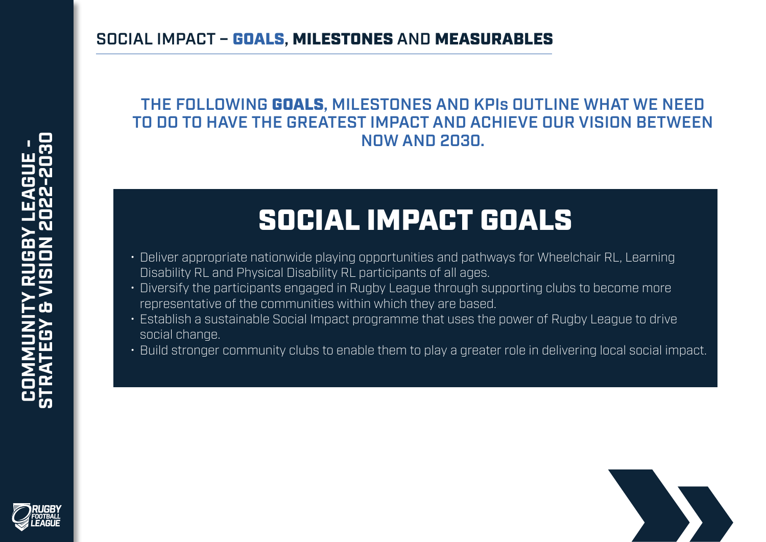## SOCIAL IMPACT – **GOALS**, **MILESTONES** AND **MEASURABLES**

**THE FOLLOWING GOALS, MILESTONES AND KPIs OUTLINE WHAT WE NEED TO DO TO HAVE THE GREATEST IMPACT AND ACHIEVE OUR VISION BETWEEN NOW AND 2030.**

# SOCIAL IMPACT GOALS

- Deliver appropriate nationwide playing opportunities and pathways for Wheelchair RL, Learning Disability RL and Physical Disability RL participants of all ages.
- Diversify the participants engaged in Rugby League through supporting clubs to become more representative of the communities within which they are based.
- Establish a sustainable Social Impact programme that uses the power of Rugby League to drive social change.
- Build stronger community clubs to enable them to play a greater role in delivering local social impact.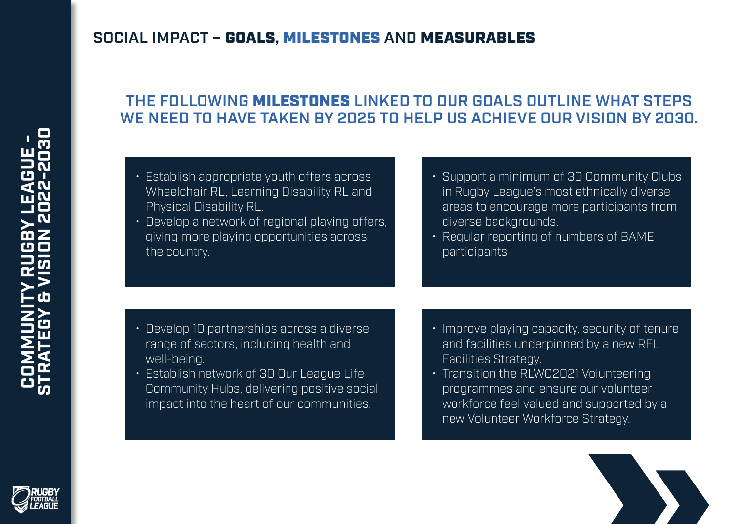# SOCIAL IMPACT – **GOALS**, **MILESTONES** AND **MEASURABLES**

## THE FOLLOWING **MILESTONES** LINKED TO OUR GOALS OUTLINE WHAT STEPS WE NEED TO HAVE TAKEN BY 2025 TO HELP US ACHIEVE OUR VISION BY 2030.

- Establish appropriate youth offers across Wheelchair RL, Learning Disability RL and Physical Disability RL.
- Develop a network of regional playing offers, giving more playing opportunities across the country.

- Support a minimum of 30 Community Clubs in Rugby League's most ethnically diverse areas to encourage more participants from diverse backgrounds.
- Regular reporting of numbers of BAME participants

- Develop 10 partnerships across a diverse range of sectors, including health and well-being.
- Establish network of 30 Our League Life Community Hubs, delivering positive social impact into the heart of our communities.

- Improve playing capacity, security of tenure and facilities underpinned by a new RFL Facilities Strategy.
- Transition the RLWC2021 Volunteering programmes and ensure our volunteer workforce feel valued and supported by a new Volunteer Workforce Strategy.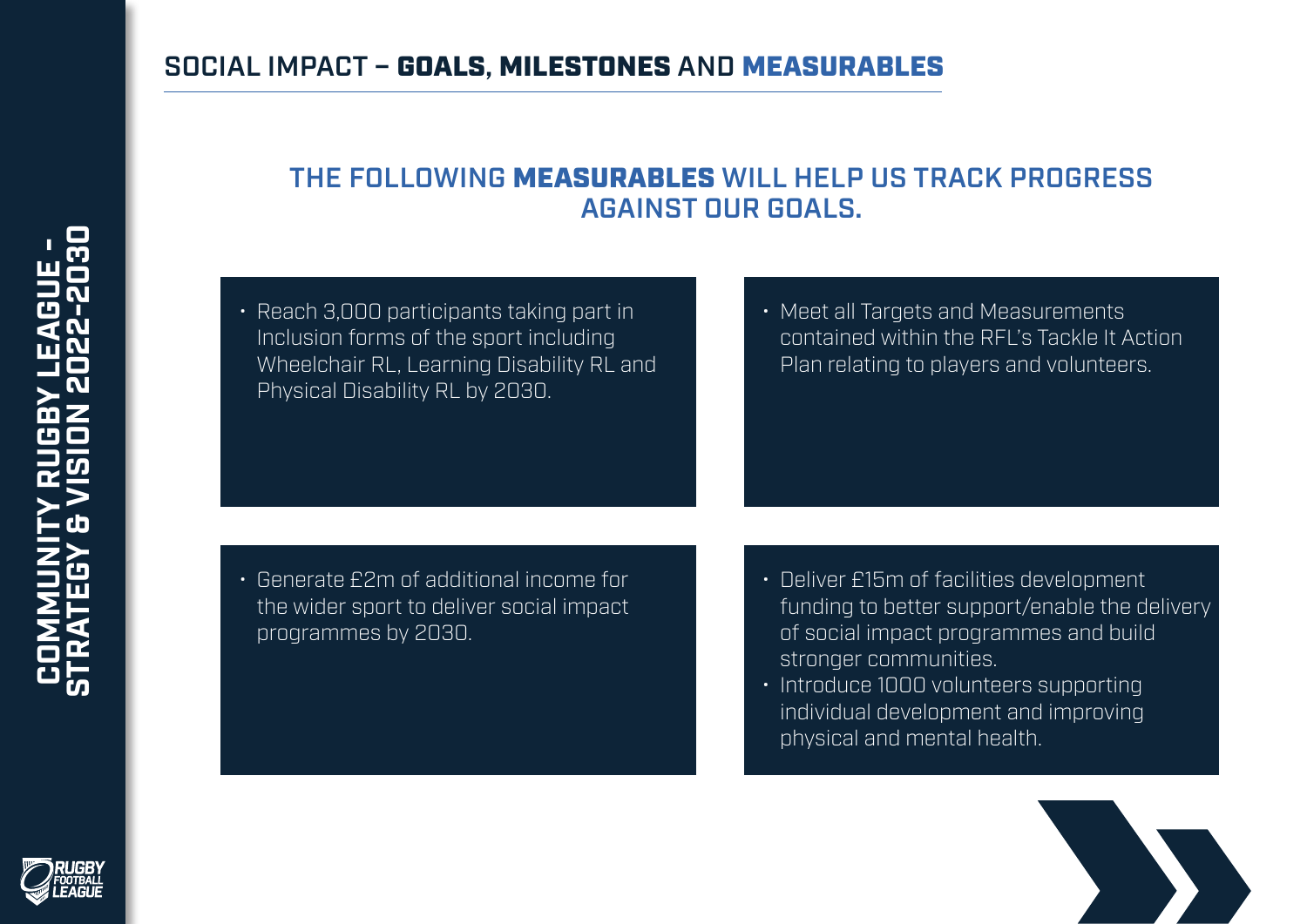## SOCIAL IMPACT – **GOALS, MILESTONES** AND **MEASURABLES**

### THE FOLLOWING **MEASURABLES** WILL HELP US TRACK PROGRESS AGAINST OUR GOALS.

- Reach 3,000 participants taking part in Inclusion forms of the sport including Wheelchair RL, Learning Disability RL and Physical Disability RL by 2030.

- Meet all Targets and Measurements contained within the RFL's Tackle It Action Plan relating to players and volunteers.

- Generate £2m of additional income for the wider sport to deliver social impact programmes by 2030.

- Deliver £15m of facilities development funding to better support/enable the delivery of social impact programmes and build stronger communities.
- Introduce 1000 volunteers supporting individual development and improving physical and mental health.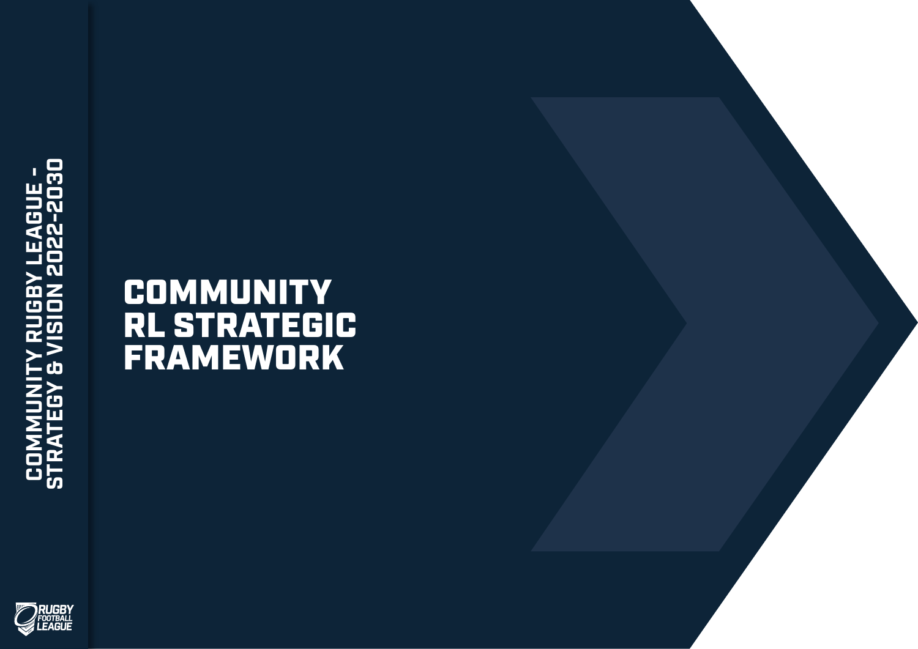# COMMUNITY RL STRATEGIC FRAMEWORK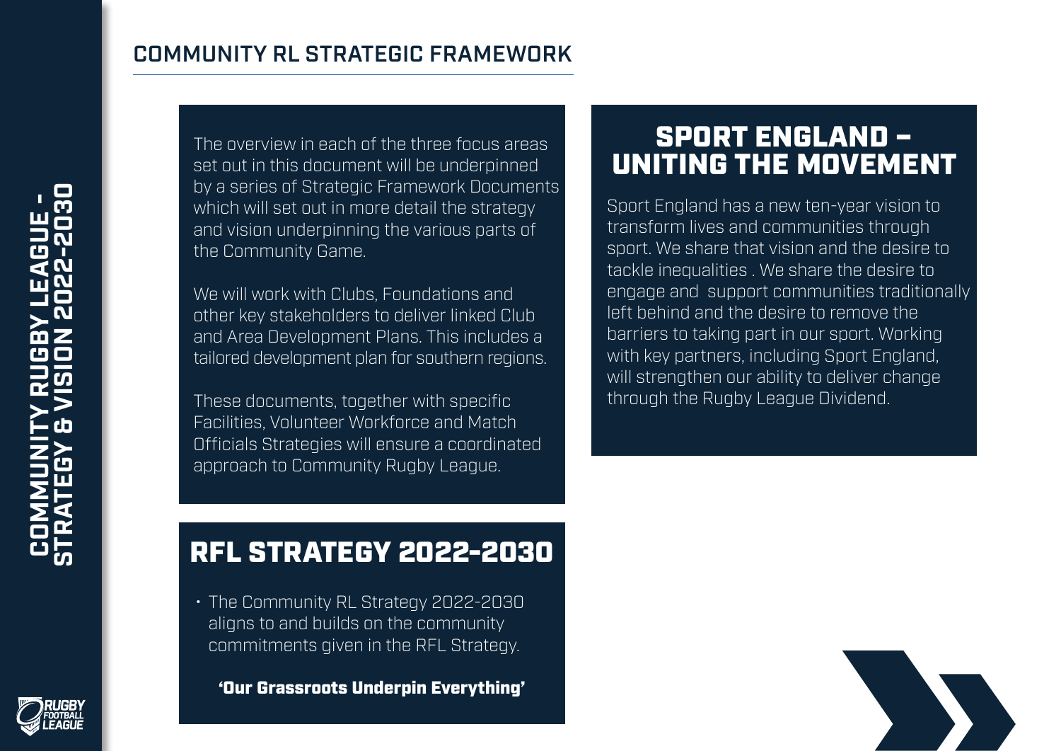## COMMUNITY RL STRATEGIC FRAMEWORK

The overview in each of the three focus areas set out in this document will be underpinned by a series of Strategic Framework Documents which will set out in more detail the strategy and vision underpinning the various parts of the Community Game.

We will work with Clubs, Foundations and other key stakeholders to deliver linked Club and Area Development Plans. This includes a tailored development plan for southern regions.

These documents, together with specific Facilities, Volunteer Workforce and Match Officials Strategies will ensure a coordinated approach to Community Rugby League.

## RFL STRATEGY 2022-2030

- The Community RL Strategy 2022-2030 aligns to and builds on the community commitments given in the RFL Strategy.

**'Our Grassroots Underpin Everything'**

## SPORT ENGLAND – UNITING THE MOVEMENT

Sport England has a new ten-year vision to transform lives and communities through sport. We share that vision and the desire to tackle inequalities . We share the desire to engage and support communities traditionally left behind and the desire to remove the barriers to taking part in our sport. Working with key partners, including Sport England, will strengthen our ability to deliver change through the Rugby League Dividend.